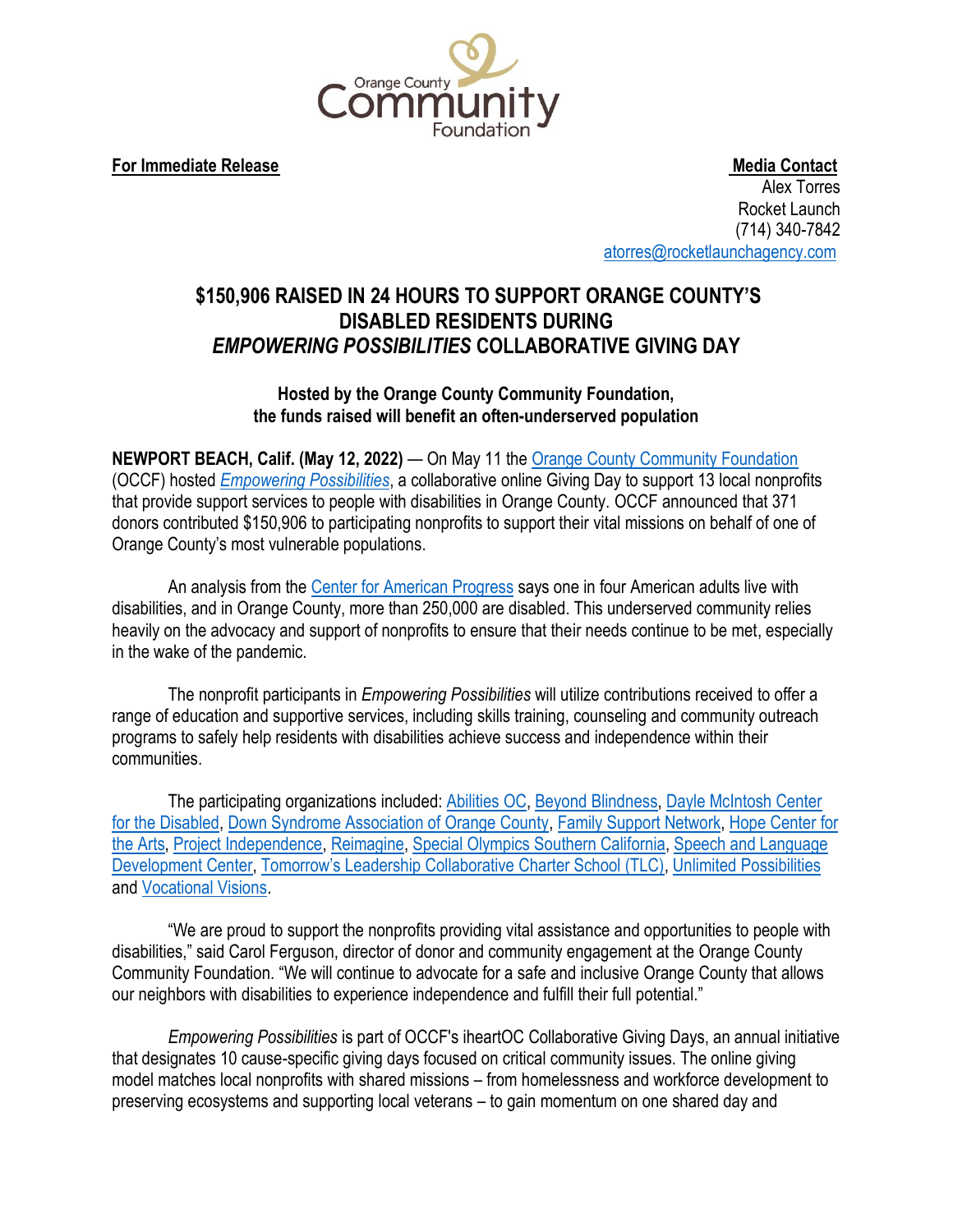**For Immediate Release**

**Media Contact**
Alex Torres
Rocket Launch
(714) 340-7842
atorres@rocketlaunchagency.com

# $150,906 RAISED IN 24 HOURS TO SUPPORT ORANGE COUNTY'S DISABLED RESIDENTS DURING *EMPOWERING POSSIBILITIES* COLLABORATIVE GIVING DAY

### Hosted by the Orange County Community Foundation, the funds raised will benefit an often-underserved population

**NEWPORT BEACH, Calif. (May 12, 2022)** — On May 11 the Orange County Community Foundation (OCCF) hosted *Empowering Possibilities*, a collaborative online Giving Day to support 13 local nonprofits that provide support services to people with disabilities in Orange County. OCCF announced that 371 donors contributed $150,906 to participating nonprofits to support their vital missions on behalf of one of Orange County's most vulnerable populations.

An analysis from the Center for American Progress says one in four American adults live with disabilities, and in Orange County, more than 250,000 are disabled. This underserved community relies heavily on the advocacy and support of nonprofits to ensure that their needs continue to be met, especially in the wake of the pandemic.

The nonprofit participants in *Empowering Possibilities* will utilize contributions received to offer a range of education and supportive services, including skills training, counseling and community outreach programs to safely help residents with disabilities achieve success and independence within their communities.

The participating organizations included: Abilities OC, Beyond Blindness, Dayle McIntosh Center for the Disabled, Down Syndrome Association of Orange County, Family Support Network, Hope Center for the Arts, Project Independence, Reimagine, Special Olympics Southern California, Speech and Language Development Center, Tomorrow's Leadership Collaborative Charter School (TLC), Unlimited Possibilities and Vocational Visions.

"We are proud to support the nonprofits providing vital assistance and opportunities to people with disabilities," said Carol Ferguson, director of donor and community engagement at the Orange County Community Foundation. "We will continue to advocate for a safe and inclusive Orange County that allows our neighbors with disabilities to experience independence and fulfill their full potential."

*Empowering Possibilities* is part of OCCF's iheartOC Collaborative Giving Days, an annual initiative that designates 10 cause-specific giving days focused on critical community issues. The online giving model matches local nonprofits with shared missions – from homelessness and workforce development to preserving ecosystems and supporting local veterans – to gain momentum on one shared day and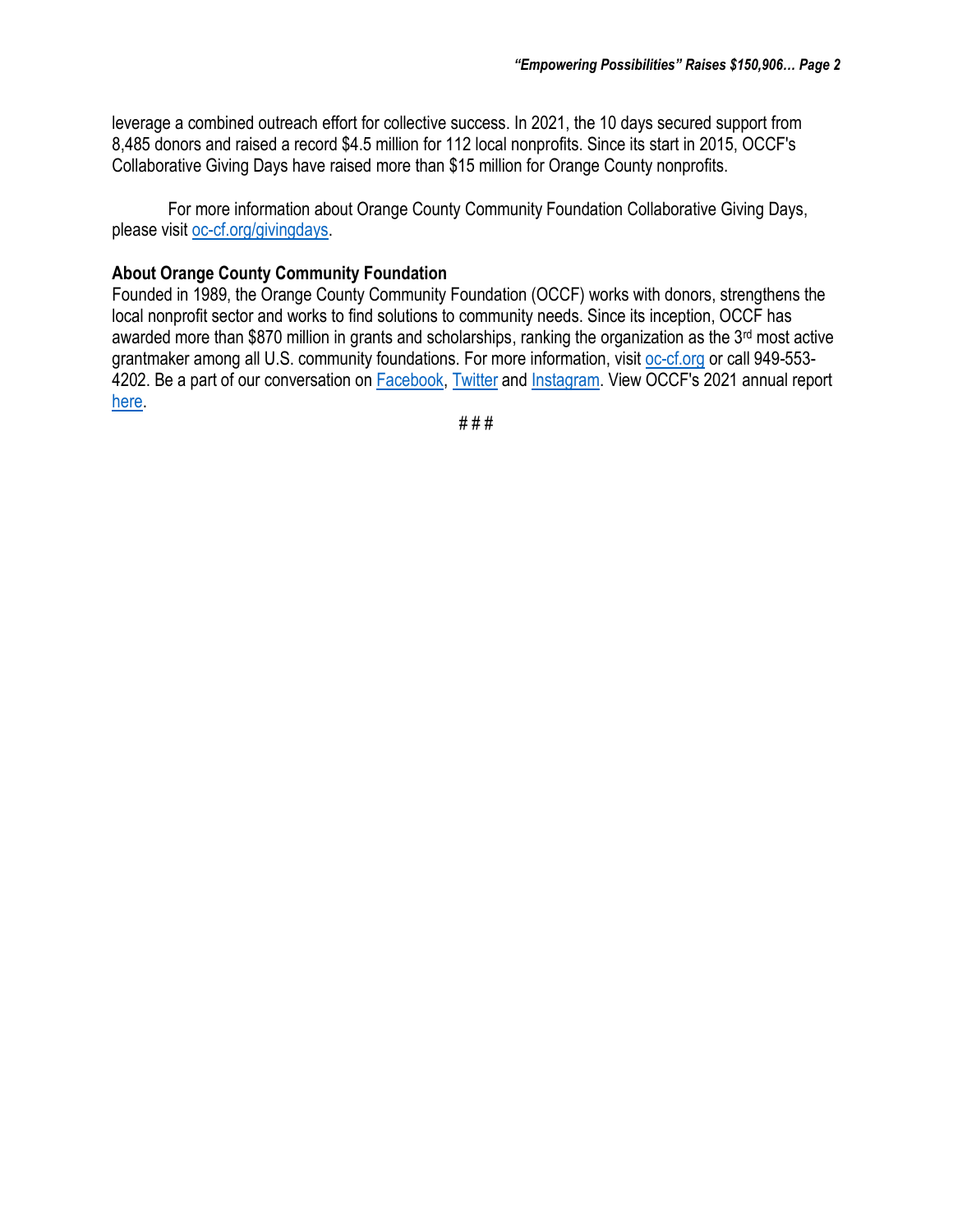leverage a combined outreach effort for collective success. In 2021, the 10 days secured support from 8,485 donors and raised a record $4.5 million for 112 local nonprofits. Since its start in 2015, OCCF's Collaborative Giving Days have raised more than $15 million for Orange County nonprofits.

For more information about Orange County Community Foundation Collaborative Giving Days, please visit oc-cf.org/givingdays.

**About Orange County Community Foundation**

Founded in 1989, the Orange County Community Foundation (OCCF) works with donors, strengthens the local nonprofit sector and works to find solutions to community needs. Since its inception, OCCF has awarded more than $870 million in grants and scholarships, ranking the organization as the 3rd most active grantmaker among all U.S. community foundations. For more information, visit oc-cf.org or call 949-553-4202. Be a part of our conversation on Facebook, Twitter and Instagram. View OCCF's 2021 annual report here.

# # #